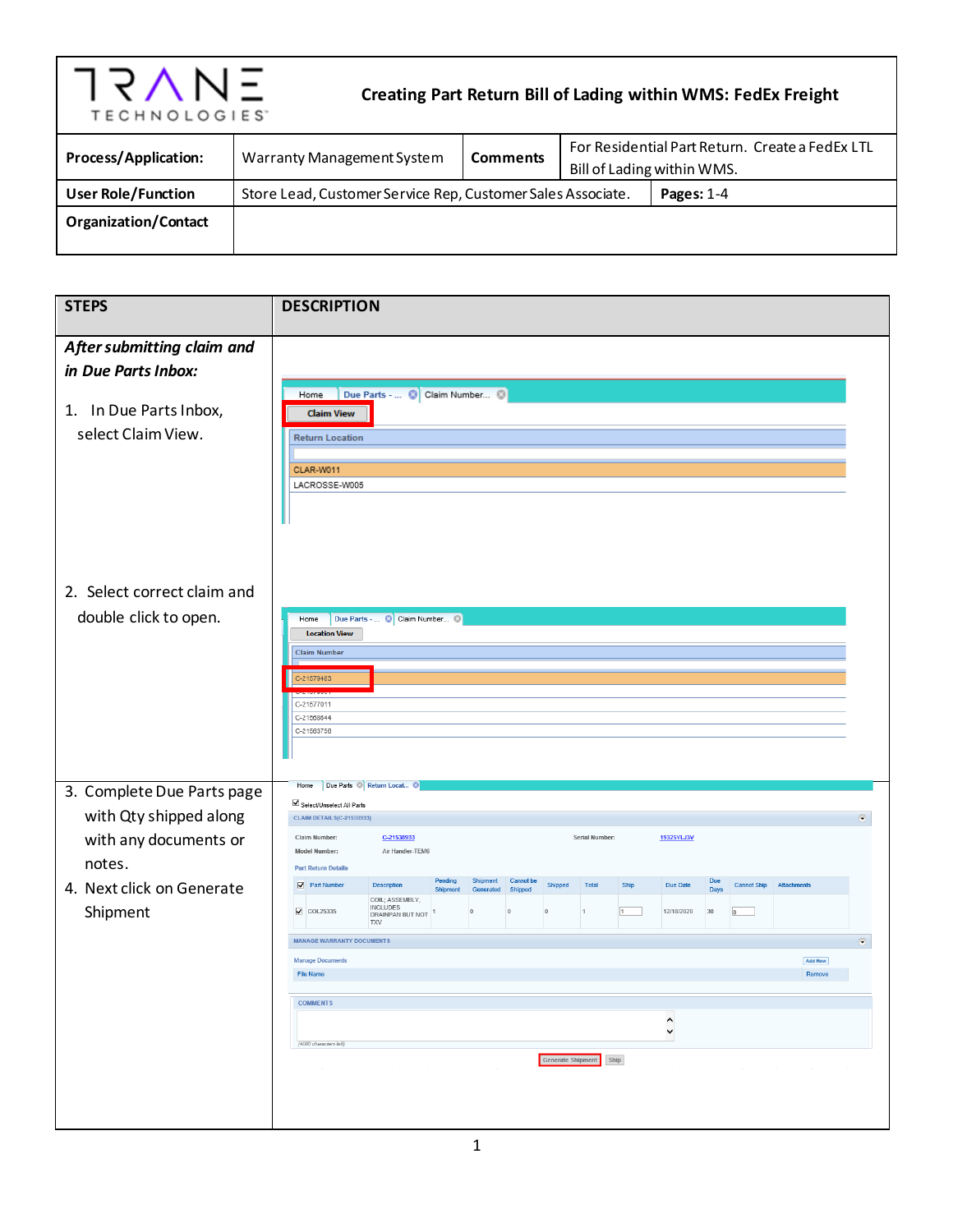# Creating Part Return Bill of Lading within WMS: FedEx Freight

| **Process/Application:** | Warranty Management System | **Comments** | For Residential Part Return. Create a FedEx LTL Bill of Lading within WMS. |
|---|---|---|---|
| **User Role/Function** | Store Lead, Customer Service Rep, Customer Sales Associate. | | **Pages:** 1-4 |
| **Organization/Contact** | | | |

| STEPS | DESCRIPTION |
|---|---|
| ***After submitting claim and in Due Parts Inbox:*** | |
| 1. In Due Parts Inbox, select Claim View. | |
| 2. Select correct claim and double click to open. | |
| 3. Complete Due Parts page with Qty shipped along with any documents or notes. | |
| 4. Next click on Generate Shipment | |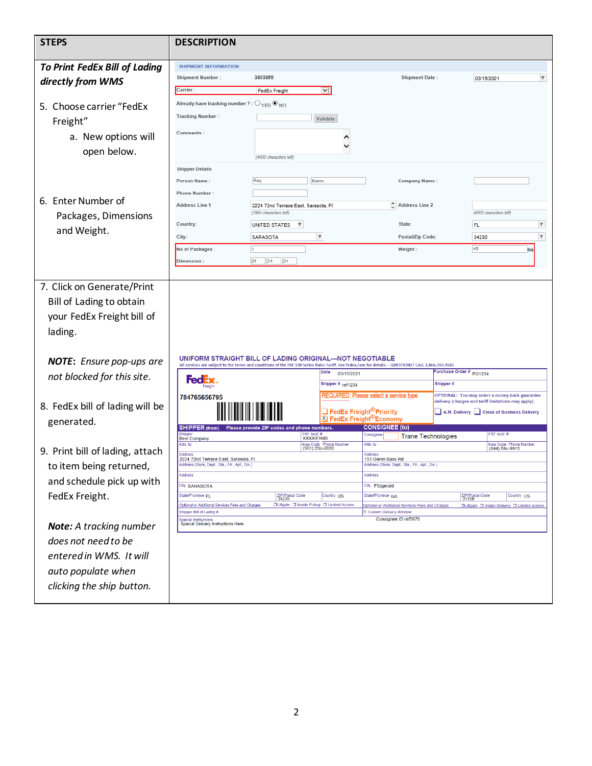| STEPS | DESCRIPTION |
|---|---|
| ***To Print FedEx Bill of Lading directly from WMS***<br><br>5. Choose carrier "FedEx Freight"<br>&nbsp;&nbsp;&nbsp;&nbsp;a. New options will open below.<br><br>6. Enter Number of Packages, Dimensions and Weight. | SHIPMENT INFORMATION<br>Shipment Number : 3903965 — Shipment Date : 03/15/2021<br>Carrier : FedEx Freight<br>Already have tracking number ? : YES / NO<br>Tracking Number : [Validate]<br>Comments : (4000 characters left)<br>Shipper Details<br>Person Name : Roy Mann — Company Name :<br>Phone Number :<br>Address Line 1: 2224 72nd Terrace East, Sarasota, Fl (3964 characters left) — Address Line 2 (4000 characters left)<br>Country: UNITED STATES — State: FL<br>City: SARASOTA — Postal/Zip Code: 34230<br>No of Packages : 1 — Weight : 45 lbs<br>Dimension : 24 24 24 |
| 7. Click on Generate/Print Bill of Lading to obtain your FedEx Freight bill of lading.<br><br>***NOTE**: Ensure pop-ups are not blocked for this site.*<br><br>8. FedEx bill of lading will be generated.<br><br>9. Print bill of lading, attach to item being returned, and schedule pick up with FedEx Freight.<br><br>***Note:** A tracking number does not need to be entered in WMS. It will auto populate when clicking the ship button.* | UNIFORM STRAIGHT BILL OF LADING ORIGINAL---NOT NEGOTIABLE<br>All services are subject to the terms and conditions of the FXF 100 Series Rules Tariff. See fedex.com for details--- QUESTIONS? CALL 1.866.393.4585<br>FedEx Freight<br>784765656795<br>Date 03/15/2021 — Purchase Order # PO1234<br>Shipper # ref1234 — Shipper #<br>REQUIRED: Please select a service type — FedEx Freight® Priority / [X] FedEx Freight® Economy<br>OPTIONAL: You may select a money-back guarantee delivery (charges and tariff limitations may apply). A.M. Delivery / Close of Business Delivery<br>SHIPPER (from) Please provide ZIP codes and phone numbers. — CONSIGNEE (to)<br>Shipper: Best Company — FXF Acct. #: XXXXX1680 — Consignee: Trane Technologies — FXF Acct. #<br>Attn. to — Area Code Phone Number (901) 232-2020 — Attn. to — Area Code Phone Number (844) 59u-9915<br>Address: 2224 72nd Terrace East, Sarasota, Fl — Address: 151 Glenn Bass Rd<br>Address (Store, Dept., Ste., Flr., Apt., Div.)<br>City: SARASOTA — City: Fitzgerald<br>State/Province: FL — ZIP/Postal Code: 34230 — Country: US — State/Province: GA — ZIP/Postal Code: 31750 — Country: US<br>Optional or Additional Services Fees and Charges: Liftgate / Inside Pickup / Limited Access — Liftgate / Inside Delivery / Limited Access<br>Shipper Bill of Lading # — Custom Delivery Window<br>Special Instructions: Special Delivery Instructions Here — Consignee ID ref5678 |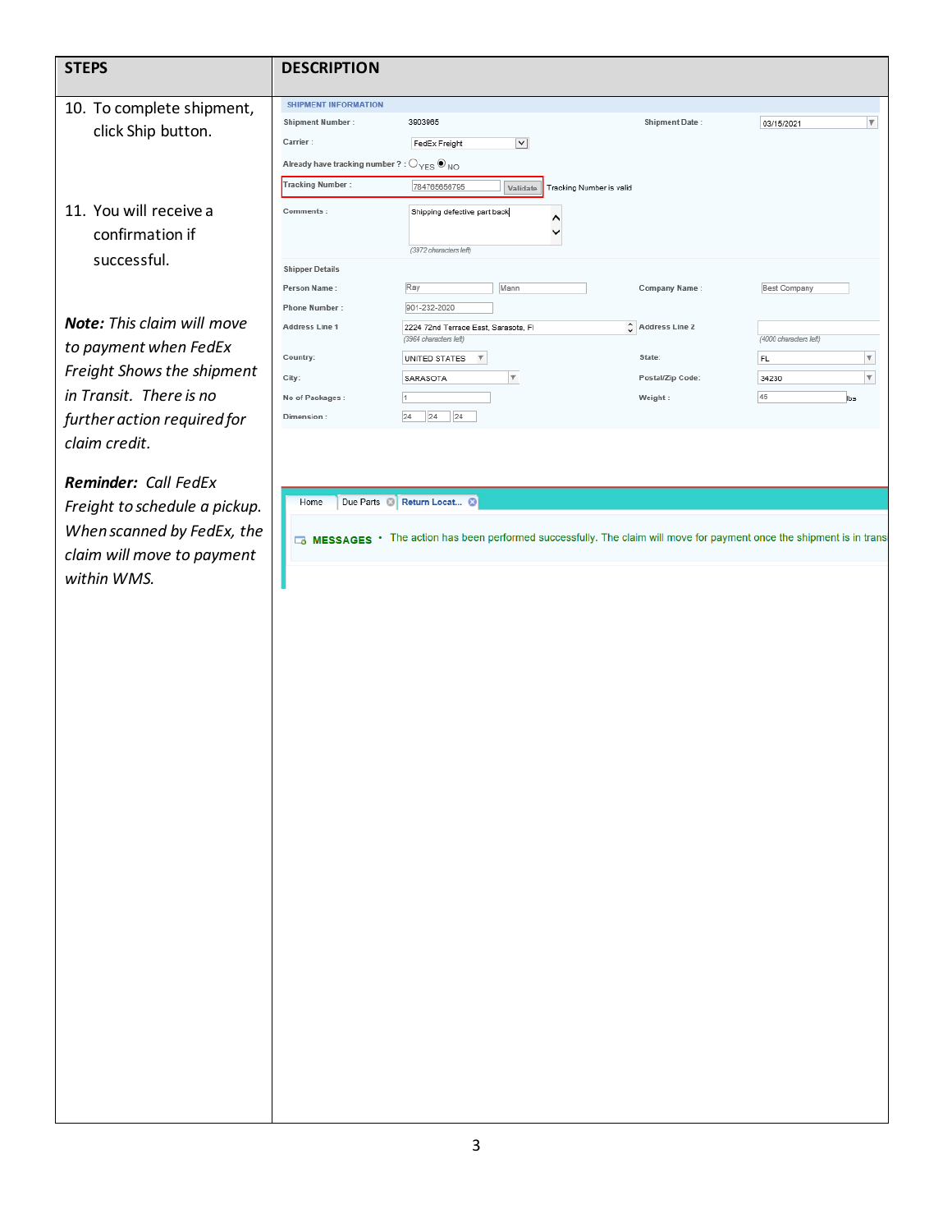| STEPS | DESCRIPTION |
| --- | --- |
| 10. To complete shipment, click Ship button.<br><br>11. You will receive a confirmation if successful.<br><br>***Note:*** *This claim will move to payment when FedEx Freight Shows the shipment in Transit. There is no further action required for claim credit.*<br><br>***Reminder:*** *Call FedEx Freight to schedule a pickup. When scanned by FedEx, the claim will move to payment within WMS.* | SHIPMENT INFORMATION<br>Shipment Number : 3903965 Shipment Date : 03/15/2021<br>Carrier : FedEx Freight<br>Already have tracking number ? : YES NO<br>Tracking Number : 784765656795 Validate Tracking Number is valid<br>Comments : Shipping defective part back (3972 characters left)<br>Shipper Details<br>Person Name : Ray Mann Company Name : Best Company<br>Phone Number : 901-232-2020<br>Address Line 1 2224 72nd Terrace East, Sarasota, Fl (3964 characters left) Address Line 2 (4000 characters left)<br>Country: UNITED STATES State: FL<br>City: SARASOTA Postal/Zip Code: 34230<br>No of Packages : 1 Weight : 45 lbs<br>Dimension : 24 24 24<br><br>Home Due Parts Return Locat...<br>MESSAGES • The action has been performed successfully. The claim will move for payment once the shipment is in trans |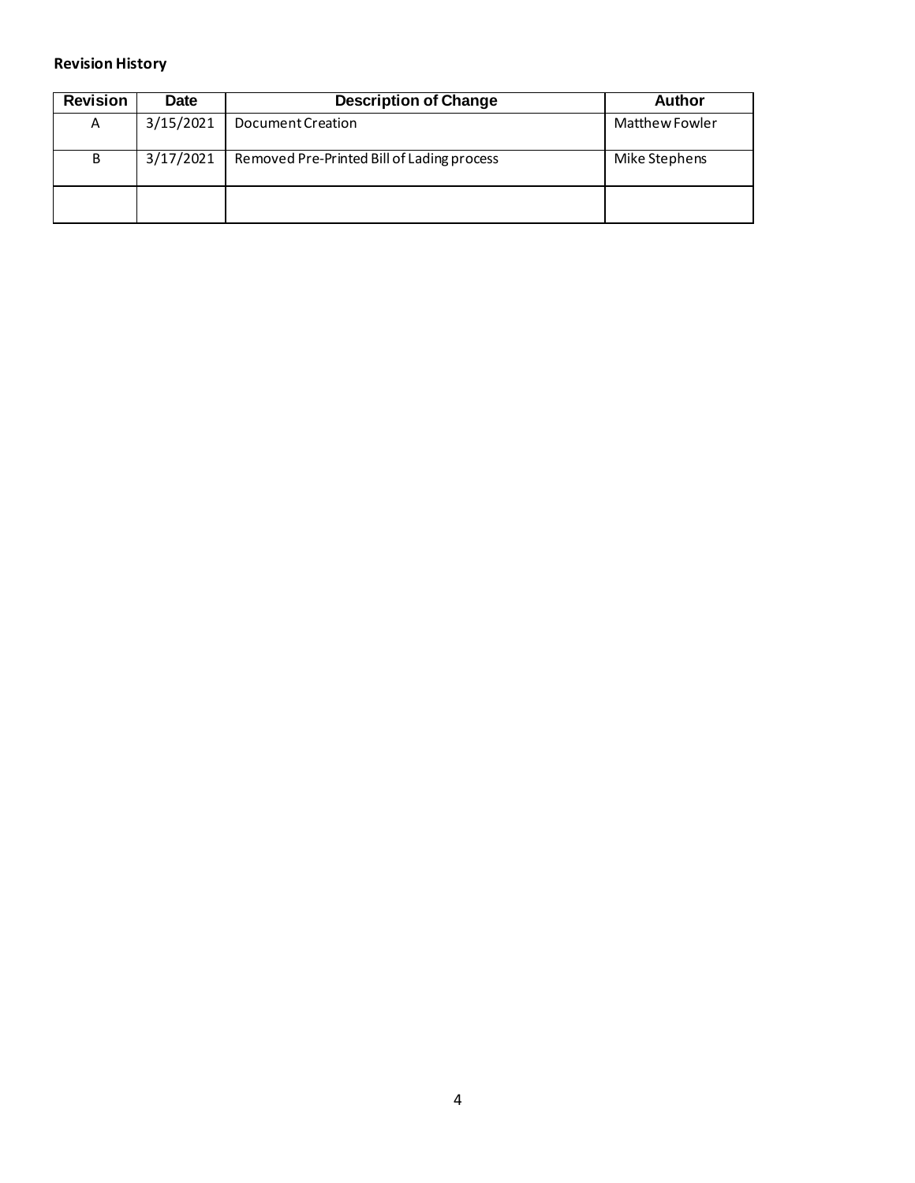**Revision History**

| Revision | Date | Description of Change | Author |
| --- | --- | --- | --- |
| A | 3/15/2021 | Document Creation | Matthew Fowler |
| B | 3/17/2021 | Removed Pre-Printed Bill of Lading process | Mike Stephens |
| | | | |